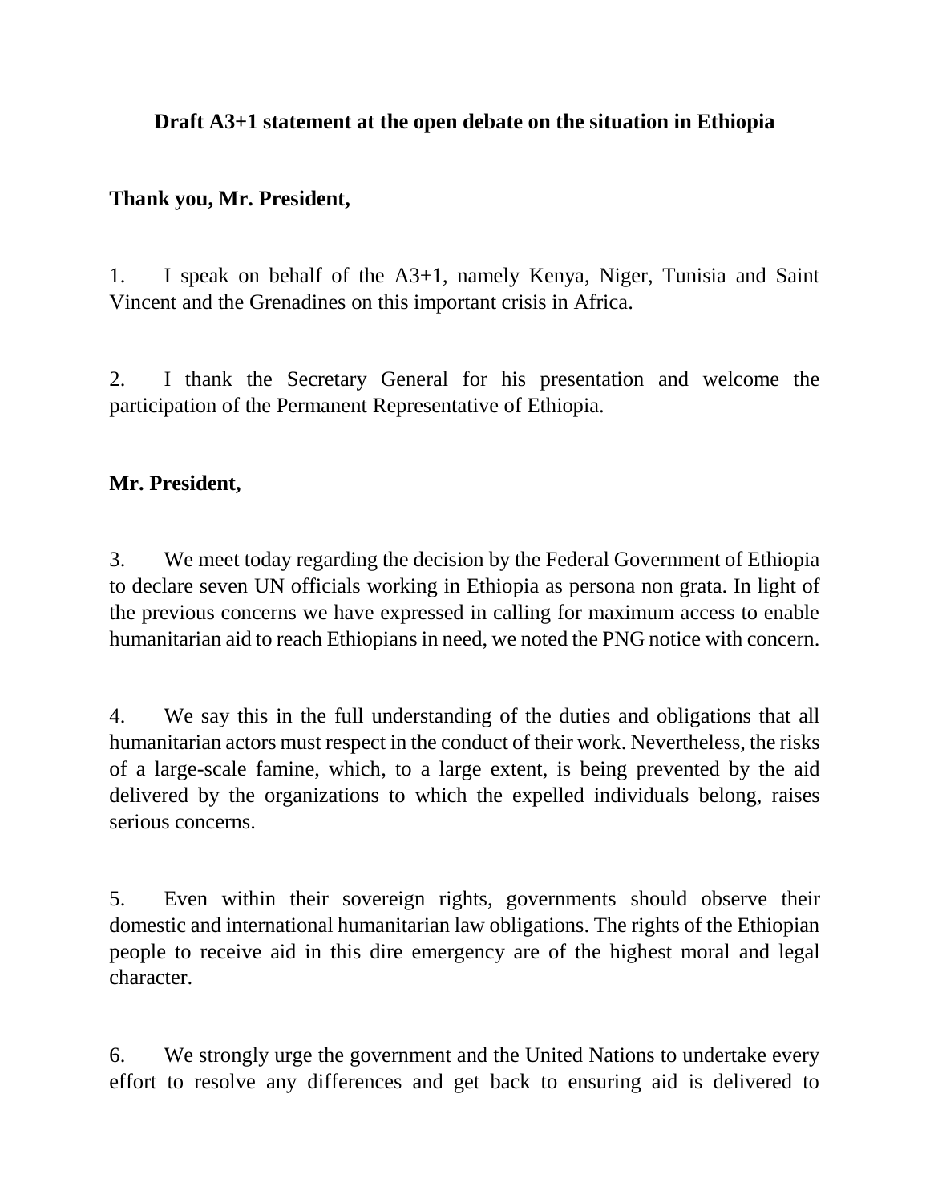**Draft A3+1 statement at the open debate on the situation in Ethiopia**

**Thank you, Mr. President,**

1. I speak on behalf of the A3+1, namely Kenya, Niger, Tunisia and Saint Vincent and the Grenadines on this important crisis in Africa.

2. I thank the Secretary General for his presentation and welcome the participation of the Permanent Representative of Ethiopia.

**Mr. President,**

3. We meet today regarding the decision by the Federal Government of Ethiopia to declare seven UN officials working in Ethiopia as persona non grata. In light of the previous concerns we have expressed in calling for maximum access to enable humanitarian aid to reach Ethiopians in need, we noted the PNG notice with concern.

4. We say this in the full understanding of the duties and obligations that all humanitarian actors must respect in the conduct of their work. Nevertheless, the risks of a large-scale famine, which, to a large extent, is being prevented by the aid delivered by the organizations to which the expelled individuals belong, raises serious concerns.

5. Even within their sovereign rights, governments should observe their domestic and international humanitarian law obligations. The rights of the Ethiopian people to receive aid in this dire emergency are of the highest moral and legal character.

6. We strongly urge the government and the United Nations to undertake every effort to resolve any differences and get back to ensuring aid is delivered to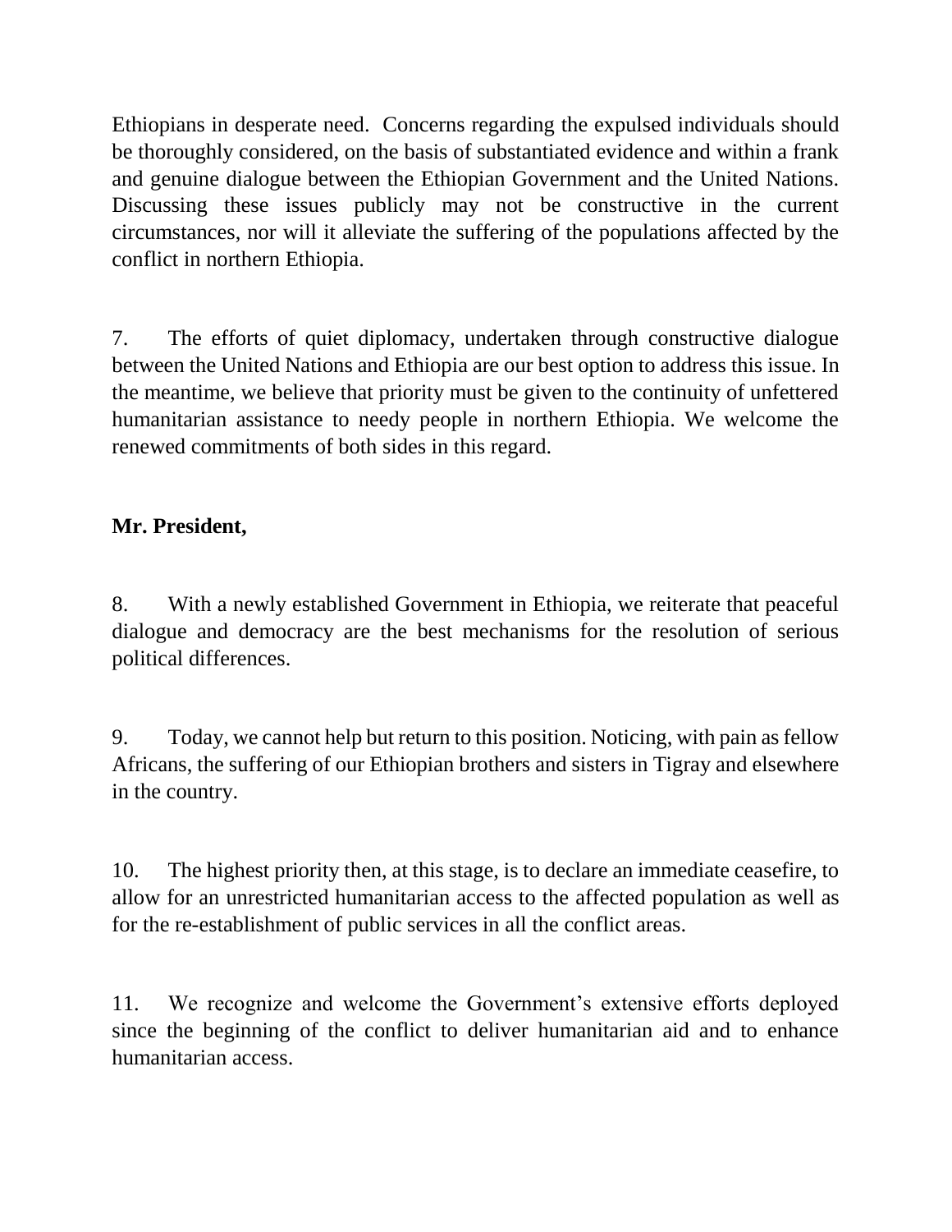Ethiopians in desperate need. Concerns regarding the expulsed individuals should be thoroughly considered, on the basis of substantiated evidence and within a frank and genuine dialogue between the Ethiopian Government and the United Nations. Discussing these issues publicly may not be constructive in the current circumstances, nor will it alleviate the suffering of the populations affected by the conflict in northern Ethiopia.

7. The efforts of quiet diplomacy, undertaken through constructive dialogue between the United Nations and Ethiopia are our best option to address this issue. In the meantime, we believe that priority must be given to the continuity of unfettered humanitarian assistance to needy people in northern Ethiopia. We welcome the renewed commitments of both sides in this regard.

**Mr. President,**

8. With a newly established Government in Ethiopia, we reiterate that peaceful dialogue and democracy are the best mechanisms for the resolution of serious political differences.

9. Today, we cannot help but return to this position. Noticing, with pain as fellow Africans, the suffering of our Ethiopian brothers and sisters in Tigray and elsewhere in the country.

10. The highest priority then, at this stage, is to declare an immediate ceasefire, to allow for an unrestricted humanitarian access to the affected population as well as for the re-establishment of public services in all the conflict areas.

11. We recognize and welcome the Government's extensive efforts deployed since the beginning of the conflict to deliver humanitarian aid and to enhance humanitarian access.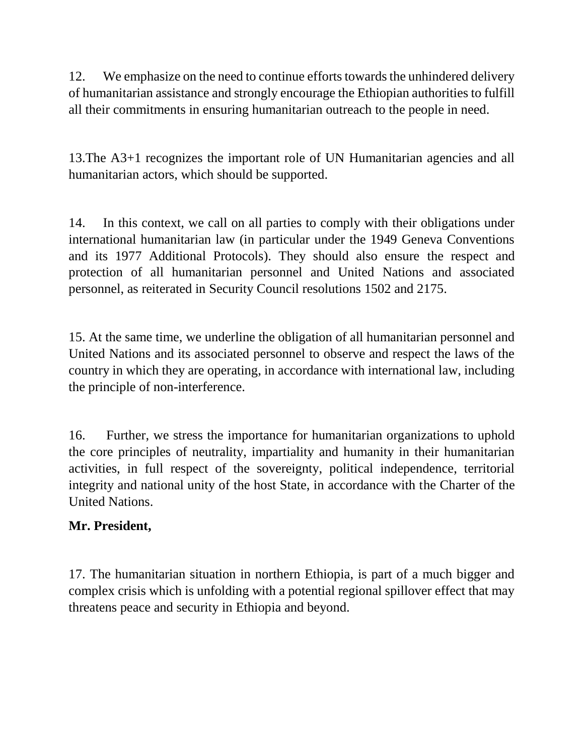12. We emphasize on the need to continue efforts towards the unhindered delivery of humanitarian assistance and strongly encourage the Ethiopian authorities to fulfill all their commitments in ensuring humanitarian outreach to the people in need.

13.The A3+1 recognizes the important role of UN Humanitarian agencies and all humanitarian actors, which should be supported.

14. In this context, we call on all parties to comply with their obligations under international humanitarian law (in particular under the 1949 Geneva Conventions and its 1977 Additional Protocols). They should also ensure the respect and protection of all humanitarian personnel and United Nations and associated personnel, as reiterated in Security Council resolutions 1502 and 2175.

15. At the same time, we underline the obligation of all humanitarian personnel and United Nations and its associated personnel to observe and respect the laws of the country in which they are operating, in accordance with international law, including the principle of non-interference.

16. Further, we stress the importance for humanitarian organizations to uphold the core principles of neutrality, impartiality and humanity in their humanitarian activities, in full respect of the sovereignty, political independence, territorial integrity and national unity of the host State, in accordance with the Charter of the United Nations.

**Mr. President,**

17. The humanitarian situation in northern Ethiopia, is part of a much bigger and complex crisis which is unfolding with a potential regional spillover effect that may threatens peace and security in Ethiopia and beyond.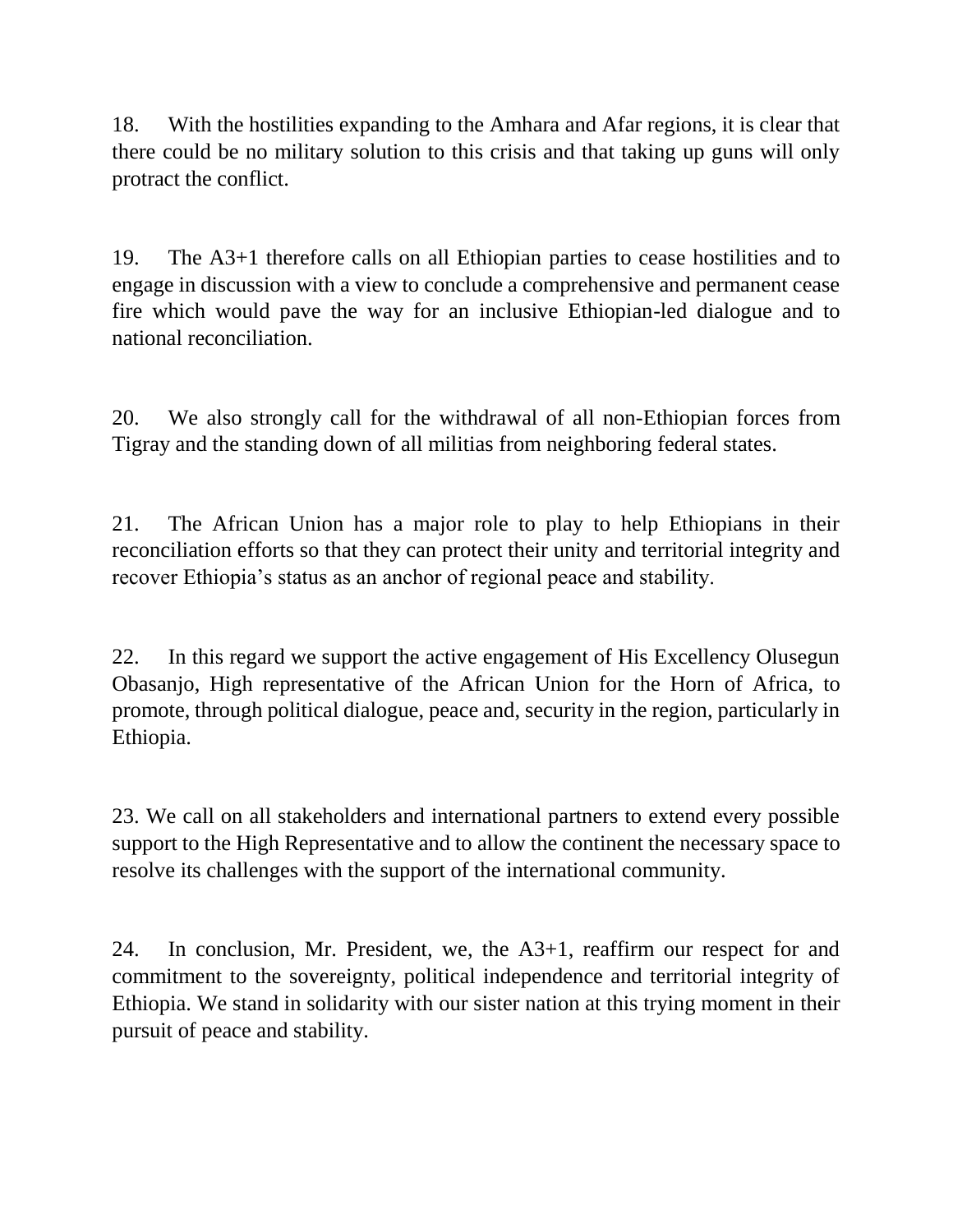18. With the hostilities expanding to the Amhara and Afar regions, it is clear that there could be no military solution to this crisis and that taking up guns will only protract the conflict.

19. The A3+1 therefore calls on all Ethiopian parties to cease hostilities and to engage in discussion with a view to conclude a comprehensive and permanent cease fire which would pave the way for an inclusive Ethiopian-led dialogue and to national reconciliation.

20. We also strongly call for the withdrawal of all non-Ethiopian forces from Tigray and the standing down of all militias from neighboring federal states.

21. The African Union has a major role to play to help Ethiopians in their reconciliation efforts so that they can protect their unity and territorial integrity and recover Ethiopia's status as an anchor of regional peace and stability.

22. In this regard we support the active engagement of His Excellency Olusegun Obasanjo, High representative of the African Union for the Horn of Africa, to promote, through political dialogue, peace and, security in the region, particularly in Ethiopia.

23. We call on all stakeholders and international partners to extend every possible support to the High Representative and to allow the continent the necessary space to resolve its challenges with the support of the international community.

24. In conclusion, Mr. President, we, the A3+1, reaffirm our respect for and commitment to the sovereignty, political independence and territorial integrity of Ethiopia. We stand in solidarity with our sister nation at this trying moment in their pursuit of peace and stability.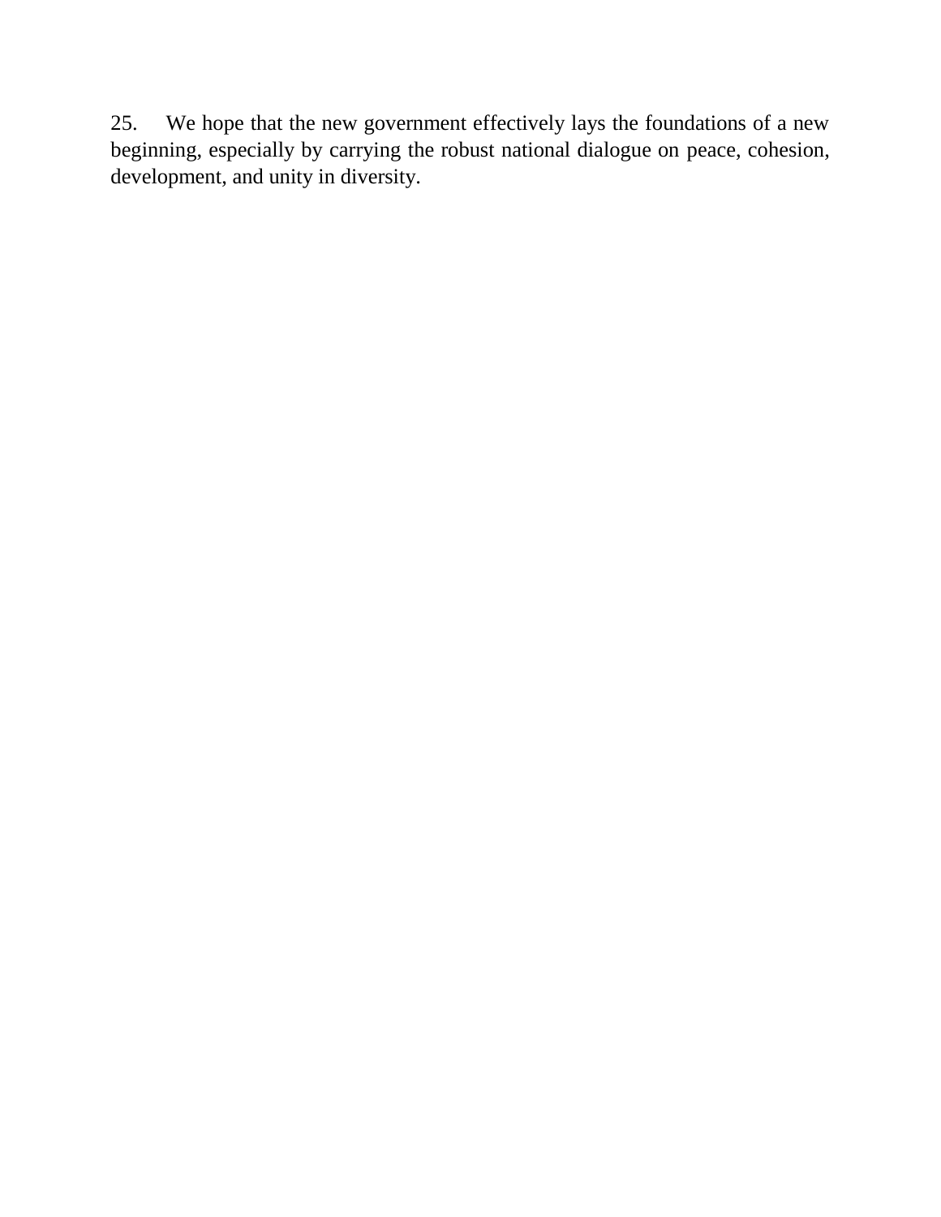25. We hope that the new government effectively lays the foundations of a new beginning, especially by carrying the robust national dialogue on peace, cohesion, development, and unity in diversity.